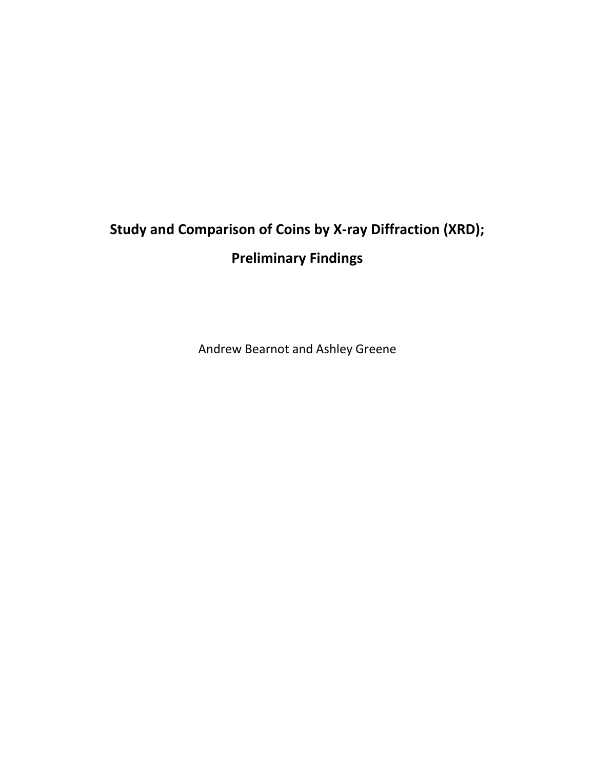# Study and Comparison of Coins by X-ray Diffraction (XRD); Preliminary Findings

Andrew Bearnot and Ashley Greene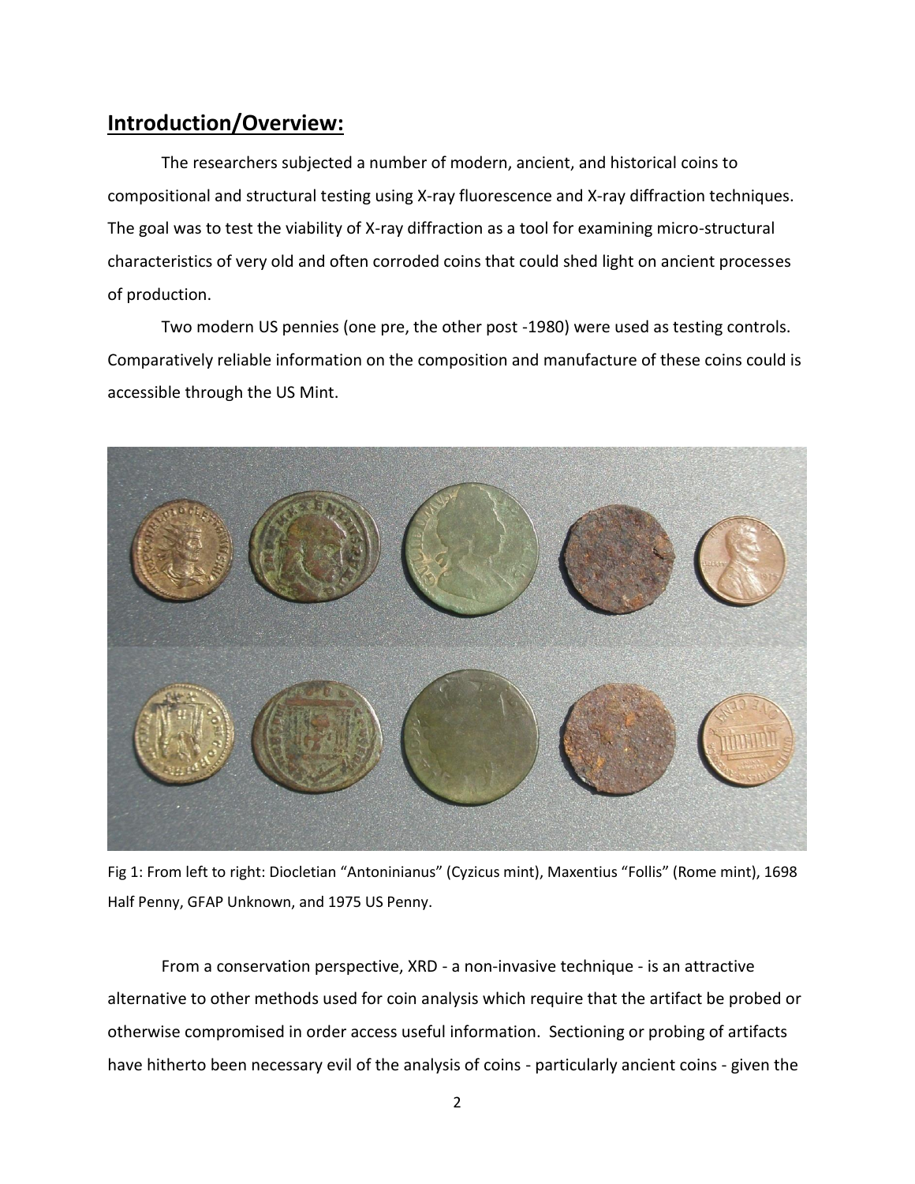## **Introduction/Overview:**

The researchers subjected a number of modern, ancient, and historical coins to compositional and structural testing using X-ray fluorescence and X-ray diffraction techniques. The goal was to test the viability of X-ray diffraction as a tool for examining micro-structural characteristics of very old and often corroded coins that could shed light on ancient processes of production.

Two modern US pennies (one pre, the other post -1980) were used as testing controls. Comparatively reliable information on the composition and manufacture of these coins could is accessible through the US Mint.

Fig 1: From left to right: Diocletian "Antoninianus" (Cyzicus mint), Maxentius "Follis" (Rome mint), 1698 Half Penny, GFAP Unknown, and 1975 US Penny.

From a conservation perspective, XRD - a non-invasive technique - is an attractive alternative to other methods used for coin analysis which require that the artifact be probed or otherwise compromised in order access useful information. Sectioning or probing of artifacts have hitherto been necessary evil of the analysis of coins - particularly ancient coins - given the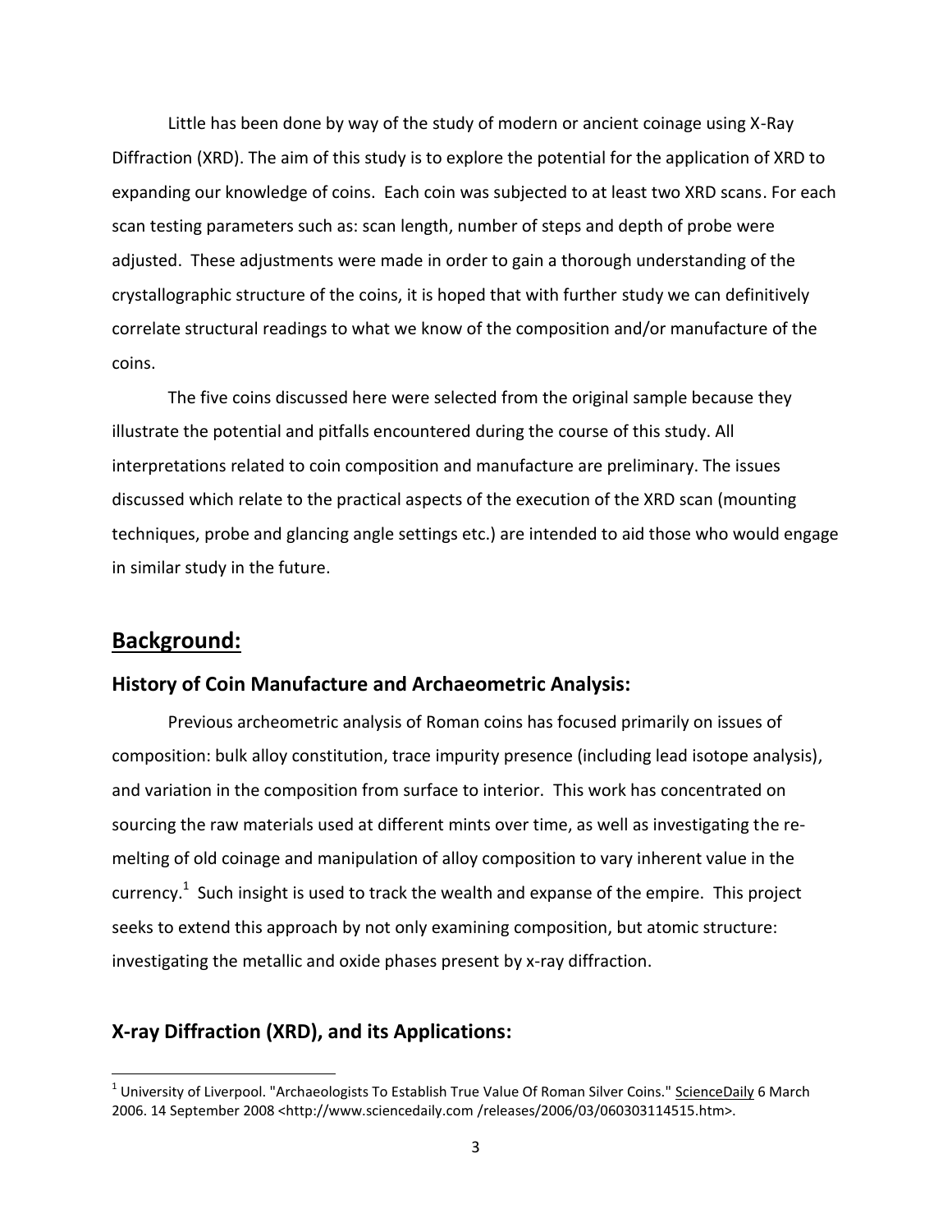Little has been done by way of the study of modern or ancient coinage using X-Ray Diffraction (XRD). The aim of this study is to explore the potential for the application of XRD to expanding our knowledge of coins. Each coin was subjected to at least two XRD scans. For each scan testing parameters such as: scan length, number of steps and depth of probe were adjusted. These adjustments were made in order to gain a thorough understanding of the crystallographic structure of the coins, it is hoped that with further study we can definitively correlate structural readings to what we know of the composition and/or manufacture of the coins.

The five coins discussed here were selected from the original sample because they illustrate the potential and pitfalls encountered during the course of this study. All interpretations related to coin composition and manufacture are preliminary. The issues discussed which relate to the practical aspects of the execution of the XRD scan (mounting techniques, probe and glancing angle settings etc.) are intended to aid those who would engage in similar study in the future.

## Background:

### History of Coin Manufacture and Archaeometric Analysis:

Previous archeometric analysis of Roman coins has focused primarily on issues of composition: bulk alloy constitution, trace impurity presence (including lead isotope analysis), and variation in the composition from surface to interior. This work has concentrated on sourcing the raw materials used at different mints over time, as well as investigating the re-melting of old coinage and manipulation of alloy composition to vary inherent value in the currency.[1] Such insight is used to track the wealth and expanse of the empire. This project seeks to extend this approach by not only examining composition, but atomic structure: investigating the metallic and oxide phases present by x-ray diffraction.

### X-ray Diffraction (XRD), and its Applications:

[1] University of Liverpool. "Archaeologists To Establish True Value Of Roman Silver Coins." ScienceDaily 6 March 2006. 14 September 2008 <http://www.sciencedaily.com /releases/2006/03/060303114515.htm>.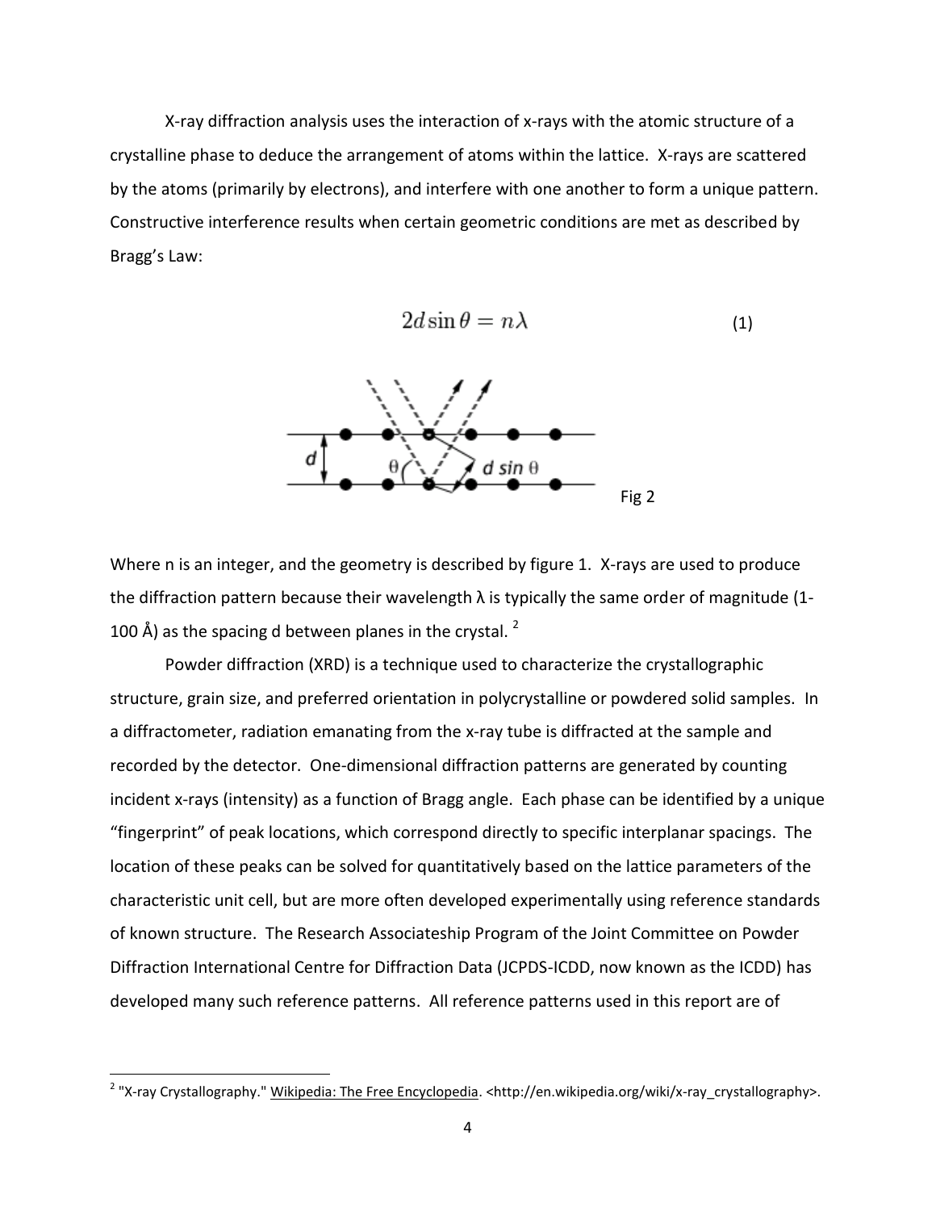X-ray diffraction analysis uses the interaction of x-rays with the atomic structure of a crystalline phase to deduce the arrangement of atoms within the lattice. X-rays are scattered by the atoms (primarily by electrons), and interfere with one another to form a unique pattern. Constructive interference results when certain geometric conditions are met as described by Bragg's Law:

$$2d \sin \theta = n\lambda \quad (1)$$

Fig 2

Where n is an integer, and the geometry is described by figure 1. X-rays are used to produce the diffraction pattern because their wavelength λ is typically the same order of magnitude (1-100 Å) as the spacing d between planes in the crystal. [2]

Powder diffraction (XRD) is a technique used to characterize the crystallographic structure, grain size, and preferred orientation in polycrystalline or powdered solid samples. In a diffractometer, radiation emanating from the x-ray tube is diffracted at the sample and recorded by the detector. One-dimensional diffraction patterns are generated by counting incident x-rays (intensity) as a function of Bragg angle. Each phase can be identified by a unique "fingerprint" of peak locations, which correspond directly to specific interplanar spacings. The location of these peaks can be solved for quantitatively based on the lattice parameters of the characteristic unit cell, but are more often developed experimentally using reference standards of known structure. The Research Associateship Program of the Joint Committee on Powder Diffraction International Centre for Diffraction Data (JCPDS-ICDD, now known as the ICDD) has developed many such reference patterns. All reference patterns used in this report are of

[2] "X-ray Crystallography." Wikipedia: The Free Encyclopedia. <http://en.wikipedia.org/wiki/x-ray_crystallography>.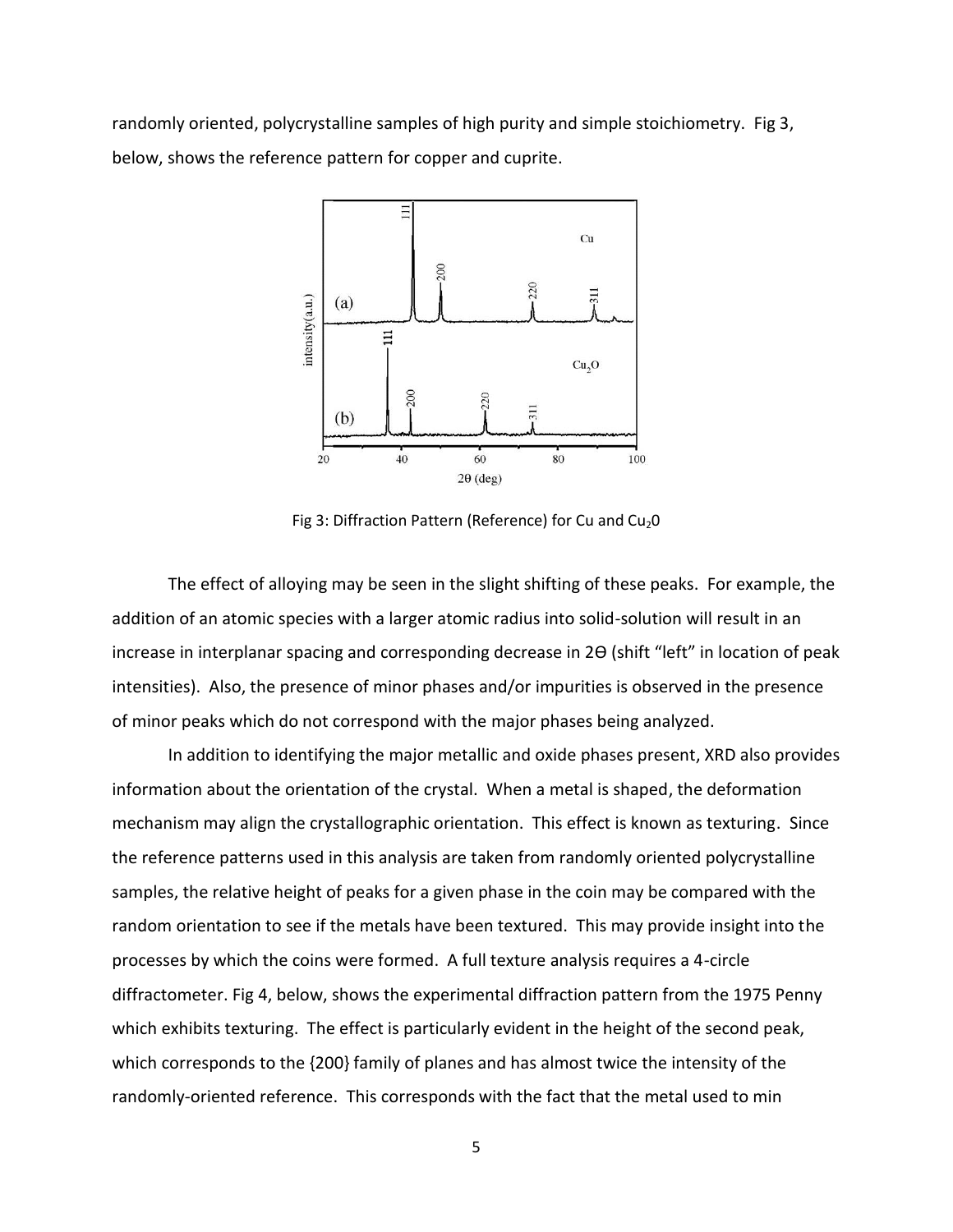randomly oriented, polycrystalline samples of high purity and simple stoichiometry. Fig 3, below, shows the reference pattern for copper and cuprite.

Fig 3: Diffraction Pattern (Reference) for Cu and $Cu_20$

The effect of alloying may be seen in the slight shifting of these peaks. For example, the addition of an atomic species with a larger atomic radius into solid-solution will result in an increase in interplanar spacing and corresponding decrease in 2ϴ (shift "left" in location of peak intensities). Also, the presence of minor phases and/or impurities is observed in the presence of minor peaks which do not correspond with the major phases being analyzed.

In addition to identifying the major metallic and oxide phases present, XRD also provides information about the orientation of the crystal. When a metal is shaped, the deformation mechanism may align the crystallographic orientation. This effect is known as texturing. Since the reference patterns used in this analysis are taken from randomly oriented polycrystalline samples, the relative height of peaks for a given phase in the coin may be compared with the random orientation to see if the metals have been textured. This may provide insight into the processes by which the coins were formed. A full texture analysis requires a 4-circle diffractometer. Fig 4, below, shows the experimental diffraction pattern from the 1975 Penny which exhibits texturing. The effect is particularly evident in the height of the second peak, which corresponds to the {200} family of planes and has almost twice the intensity of the randomly-oriented reference. This corresponds with the fact that the metal used to min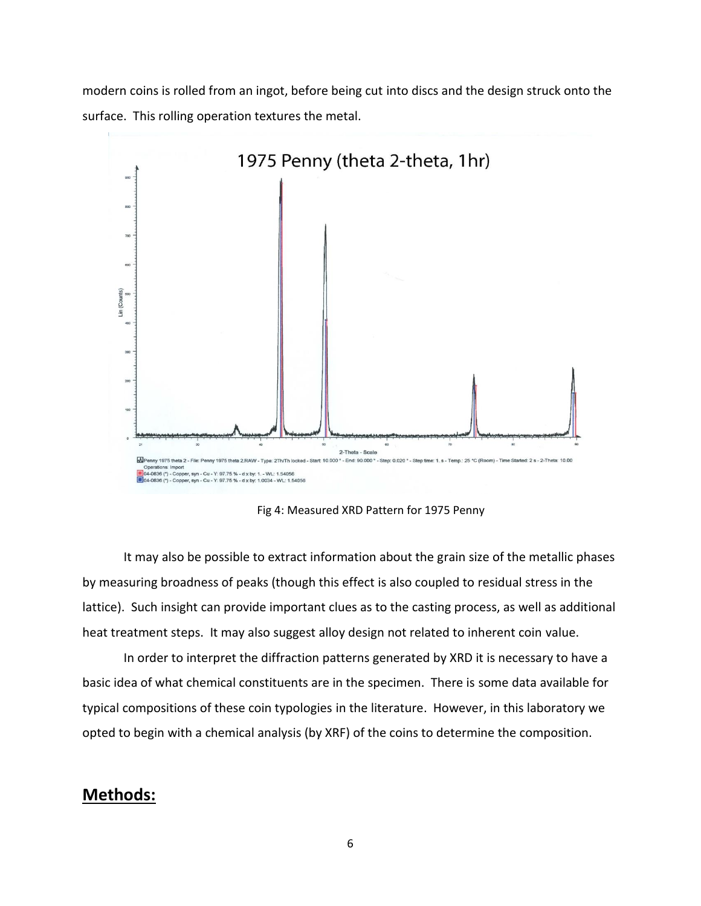modern coins is rolled from an ingot, before being cut into discs and the design struck onto the surface. This rolling operation textures the metal.

Fig 4: Measured XRD Pattern for 1975 Penny

It may also be possible to extract information about the grain size of the metallic phases by measuring broadness of peaks (though this effect is also coupled to residual stress in the lattice). Such insight can provide important clues as to the casting process, as well as additional heat treatment steps. It may also suggest alloy design not related to inherent coin value.

In order to interpret the diffraction patterns generated by XRD it is necessary to have a basic idea of what chemical constituents are in the specimen. There is some data available for typical compositions of these coin typologies in the literature. However, in this laboratory we opted to begin with a chemical analysis (by XRF) of the coins to determine the composition.

## Methods: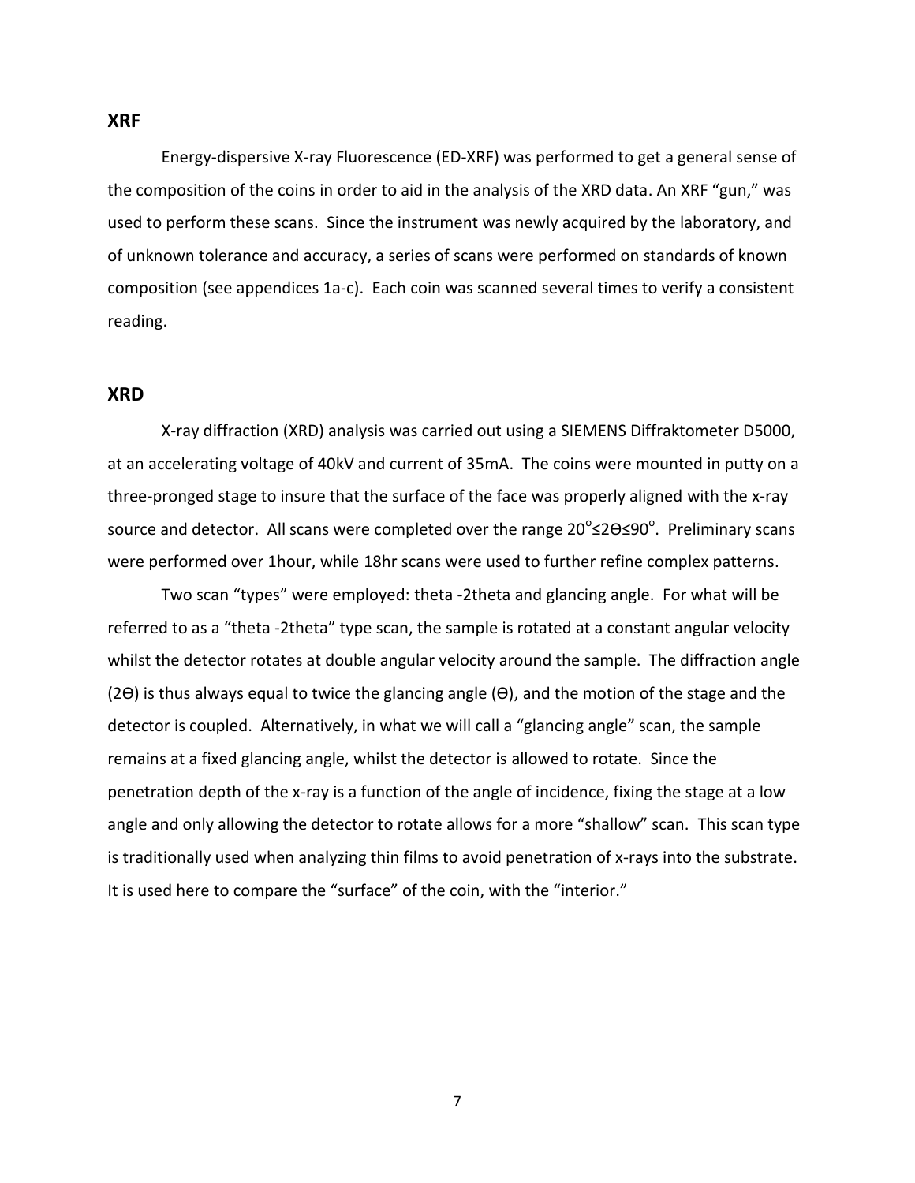## XRF

Energy-dispersive X-ray Fluorescence (ED-XRF) was performed to get a general sense of the composition of the coins in order to aid in the analysis of the XRD data. An XRF "gun," was used to perform these scans. Since the instrument was newly acquired by the laboratory, and of unknown tolerance and accuracy, a series of scans were performed on standards of known composition (see appendices 1a-c). Each coin was scanned several times to verify a consistent reading.

## XRD

X-ray diffraction (XRD) analysis was carried out using a SIEMENS Diffraktometer D5000, at an accelerating voltage of 40kV and current of 35mA. The coins were mounted in putty on a three-pronged stage to insure that the surface of the face was properly aligned with the x-ray source and detector. All scans were completed over the range $20^{o} \leq 2\Theta \leq 90^{o}$. Preliminary scans were performed over 1hour, while 18hr scans were used to further refine complex patterns.

Two scan "types" were employed: theta -2theta and glancing angle. For what will be referred to as a "theta -2theta" type scan, the sample is rotated at a constant angular velocity whilst the detector rotates at double angular velocity around the sample. The diffraction angle ($2\Theta$) is thus always equal to twice the glancing angle ($\Theta$), and the motion of the stage and the detector is coupled. Alternatively, in what we will call a "glancing angle" scan, the sample remains at a fixed glancing angle, whilst the detector is allowed to rotate. Since the penetration depth of the x-ray is a function of the angle of incidence, fixing the stage at a low angle and only allowing the detector to rotate allows for a more "shallow" scan. This scan type is traditionally used when analyzing thin films to avoid penetration of x-rays into the substrate. It is used here to compare the "surface" of the coin, with the "interior."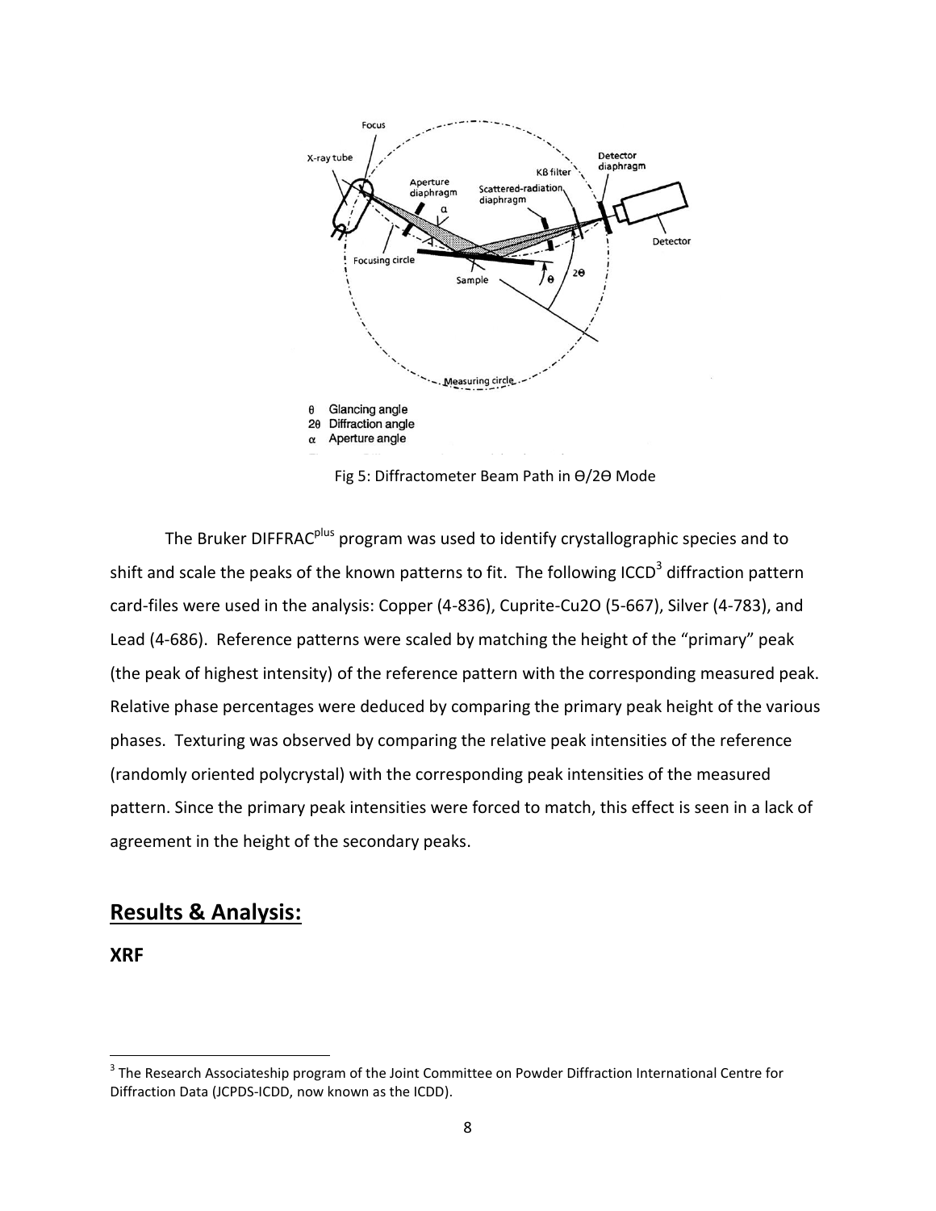θ Glancing angle
2θ Diffraction angle
α Aperture angle

Fig 5: Diffractometer Beam Path in Θ/2Θ Mode

The Bruker DIFFRAC$^{plus}$ program was used to identify crystallographic species and to shift and scale the peaks of the known patterns to fit. The following ICCD[3] diffraction pattern card-files were used in the analysis: Copper (4-836), Cuprite-Cu2O (5-667), Silver (4-783), and Lead (4-686). Reference patterns were scaled by matching the height of the "primary" peak (the peak of highest intensity) of the reference pattern with the corresponding measured peak. Relative phase percentages were deduced by comparing the primary peak height of the various phases. Texturing was observed by comparing the relative peak intensities of the reference (randomly oriented polycrystal) with the corresponding peak intensities of the measured pattern. Since the primary peak intensities were forced to match, this effect is seen in a lack of agreement in the height of the secondary peaks.

## Results & Analysis:

### XRF

[3] The Research Associateship program of the Joint Committee on Powder Diffraction International Centre for Diffraction Data (JCPDS-ICDD, now known as the ICDD).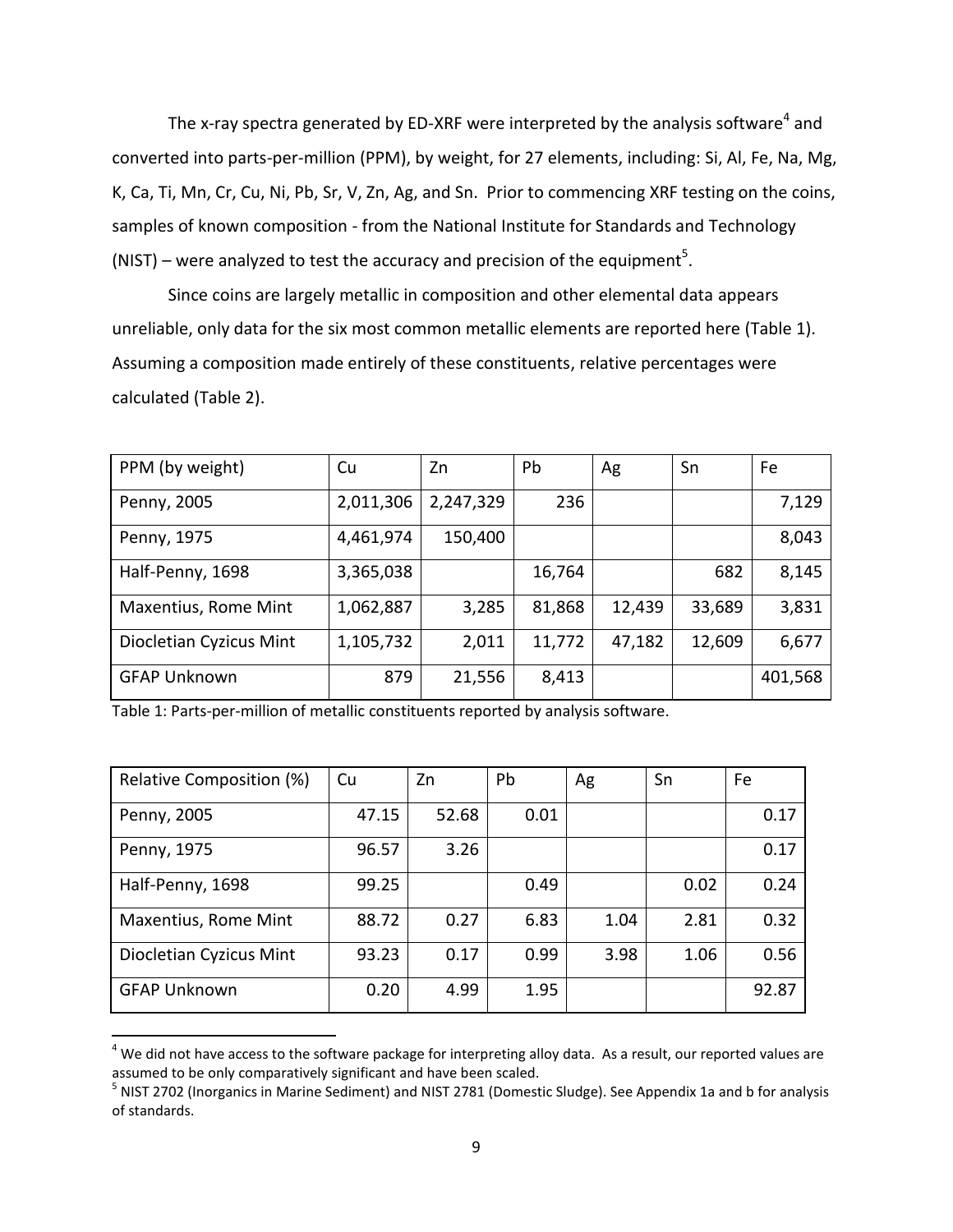The x-ray spectra generated by ED-XRF were interpreted by the analysis software[4] and converted into parts-per-million (PPM), by weight, for 27 elements, including: Si, Al, Fe, Na, Mg, K, Ca, Ti, Mn, Cr, Cu, Ni, Pb, Sr, V, Zn, Ag, and Sn. Prior to commencing XRF testing on the coins, samples of known composition - from the National Institute for Standards and Technology (NIST) – were analyzed to test the accuracy and precision of the equipment[5].

Since coins are largely metallic in composition and other elemental data appears unreliable, only data for the six most common metallic elements are reported here (Table 1). Assuming a composition made entirely of these constituents, relative percentages were calculated (Table 2).

| PPM (by weight) | Cu | Zn | Pb | Ag | Sn | Fe |
|---|---|---|---|---|---|---|
| Penny, 2005 | 2,011,306 | 2,247,329 | 236 | | | 7,129 |
| Penny, 1975 | 4,461,974 | 150,400 | | | | 8,043 |
| Half-Penny, 1698 | 3,365,038 | | 16,764 | | 682 | 8,145 |
| Maxentius, Rome Mint | 1,062,887 | 3,285 | 81,868 | 12,439 | 33,689 | 3,831 |
| Diocletian Cyzicus Mint | 1,105,732 | 2,011 | 11,772 | 47,182 | 12,609 | 6,677 |
| GFAP Unknown | 879 | 21,556 | 8,413 | | | 401,568 |

Table 1: Parts-per-million of metallic constituents reported by analysis software.

| Relative Composition (%) | Cu | Zn | Pb | Ag | Sn | Fe |
|---|---|---|---|---|---|---|
| Penny, 2005 | 47.15 | 52.68 | 0.01 | | | 0.17 |
| Penny, 1975 | 96.57 | 3.26 | | | | 0.17 |
| Half-Penny, 1698 | 99.25 | | 0.49 | | 0.02 | 0.24 |
| Maxentius, Rome Mint | 88.72 | 0.27 | 6.83 | 1.04 | 2.81 | 0.32 |
| Diocletian Cyzicus Mint | 93.23 | 0.17 | 0.99 | 3.98 | 1.06 | 0.56 |
| GFAP Unknown | 0.20 | 4.99 | 1.95 | | | 92.87 |

[4] We did not have access to the software package for interpreting alloy data. As a result, our reported values are assumed to be only comparatively significant and have been scaled.

[5] NIST 2702 (Inorganics in Marine Sediment) and NIST 2781 (Domestic Sludge). See Appendix 1a and b for analysis of standards.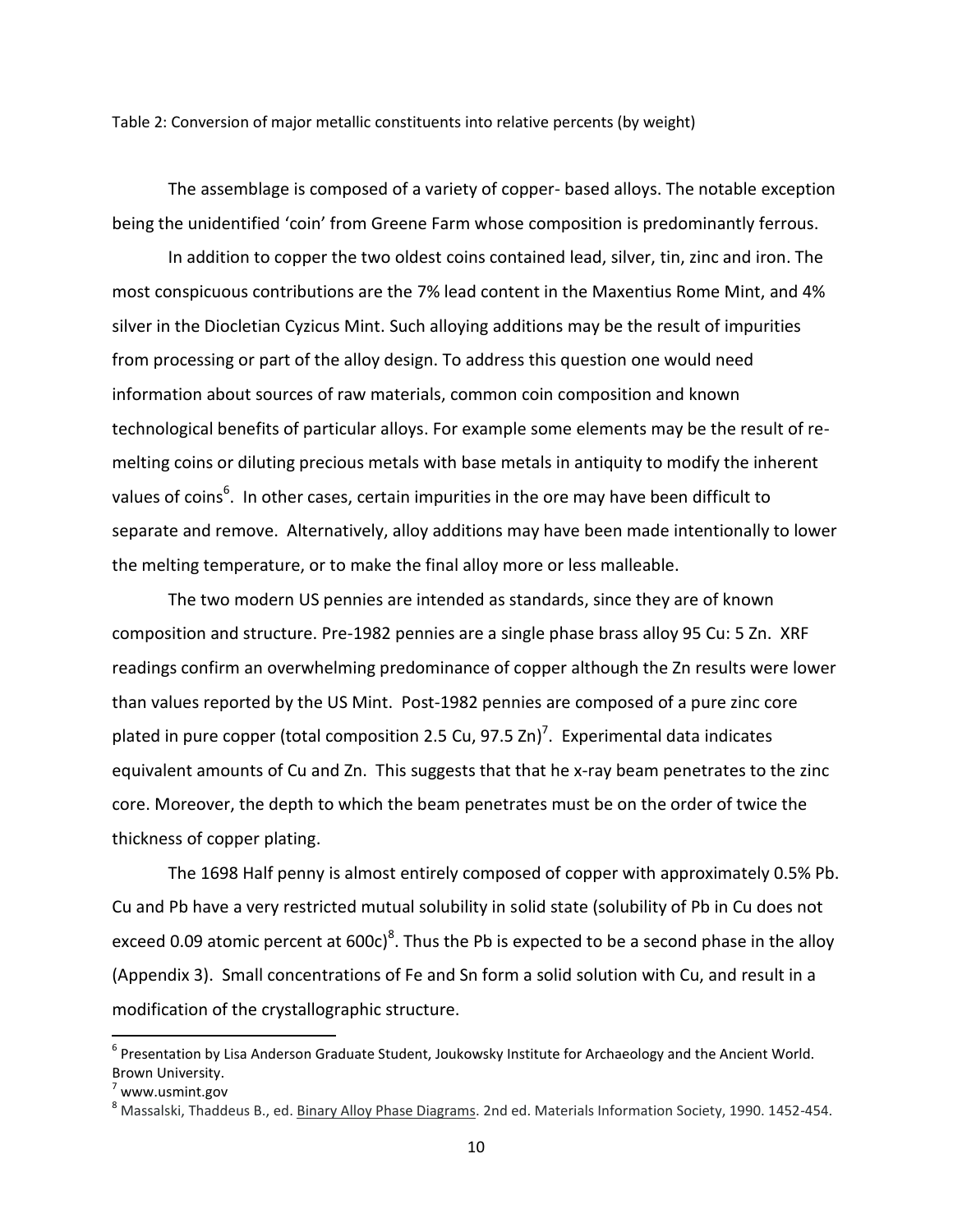Table 2: Conversion of major metallic constituents into relative percents (by weight)

The assemblage is composed of a variety of copper- based alloys. The notable exception being the unidentified 'coin' from Greene Farm whose composition is predominantly ferrous.

In addition to copper the two oldest coins contained lead, silver, tin, zinc and iron. The most conspicuous contributions are the 7% lead content in the Maxentius Rome Mint, and 4% silver in the Diocletian Cyzicus Mint. Such alloying additions may be the result of impurities from processing or part of the alloy design. To address this question one would need information about sources of raw materials, common coin composition and known technological benefits of particular alloys. For example some elements may be the result of re-melting coins or diluting precious metals with base metals in antiquity to modify the inherent values of coins[6]. In other cases, certain impurities in the ore may have been difficult to separate and remove. Alternatively, alloy additions may have been made intentionally to lower the melting temperature, or to make the final alloy more or less malleable.

The two modern US pennies are intended as standards, since they are of known composition and structure. Pre-1982 pennies are a single phase brass alloy 95 Cu: 5 Zn. XRF readings confirm an overwhelming predominance of copper although the Zn results were lower than values reported by the US Mint. Post-1982 pennies are composed of a pure zinc core plated in pure copper (total composition 2.5 Cu, 97.5 Zn)[7]. Experimental data indicates equivalent amounts of Cu and Zn. This suggests that that he x-ray beam penetrates to the zinc core. Moreover, the depth to which the beam penetrates must be on the order of twice the thickness of copper plating.

The 1698 Half penny is almost entirely composed of copper with approximately 0.5% Pb. Cu and Pb have a very restricted mutual solubility in solid state (solubility of Pb in Cu does not exceed 0.09 atomic percent at 600c)[8]. Thus the Pb is expected to be a second phase in the alloy (Appendix 3). Small concentrations of Fe and Sn form a solid solution with Cu, and result in a modification of the crystallographic structure.

---

[6] Presentation by Lisa Anderson Graduate Student, Joukowsky Institute for Archaeology and the Ancient World. Brown University.

[7] www.usmint.gov

[8] Massalski, Thaddeus B., ed. Binary Alloy Phase Diagrams. 2nd ed. Materials Information Society, 1990. 1452-454.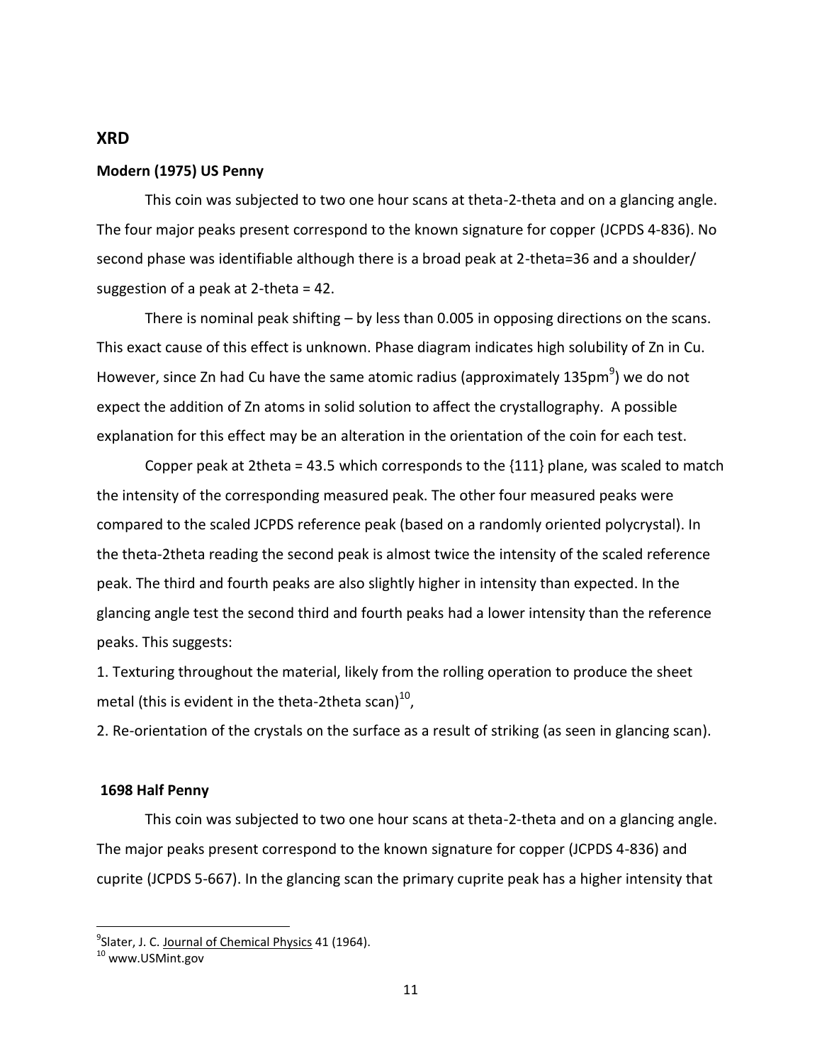## XRD

### Modern (1975) US Penny

This coin was subjected to two one hour scans at theta-2-theta and on a glancing angle. The four major peaks present correspond to the known signature for copper (JCPDS 4-836). No second phase was identifiable although there is a broad peak at 2-theta=36 and a shoulder/ suggestion of a peak at 2-theta = 42.

There is nominal peak shifting – by less than 0.005 in opposing directions on the scans. This exact cause of this effect is unknown. Phase diagram indicates high solubility of Zn in Cu. However, since Zn had Cu have the same atomic radius (approximately 135pm[9]) we do not expect the addition of Zn atoms in solid solution to affect the crystallography. A possible explanation for this effect may be an alteration in the orientation of the coin for each test.

Copper peak at 2theta = 43.5 which corresponds to the {111} plane, was scaled to match the intensity of the corresponding measured peak. The other four measured peaks were compared to the scaled JCPDS reference peak (based on a randomly oriented polycrystal). In the theta-2theta reading the second peak is almost twice the intensity of the scaled reference peak. The third and fourth peaks are also slightly higher in intensity than expected. In the glancing angle test the second third and fourth peaks had a lower intensity than the reference peaks. This suggests:

1. Texturing throughout the material, likely from the rolling operation to produce the sheet metal (this is evident in the theta-2theta scan)[10],
2. Re-orientation of the crystals on the surface as a result of striking (as seen in glancing scan).

### 1698 Half Penny

This coin was subjected to two one hour scans at theta-2-theta and on a glancing angle. The major peaks present correspond to the known signature for copper (JCPDS 4-836) and cuprite (JCPDS 5-667). In the glancing scan the primary cuprite peak has a higher intensity that

---

[9] Slater, J. C. Journal of Chemical Physics 41 (1964).

[10] www.USMint.gov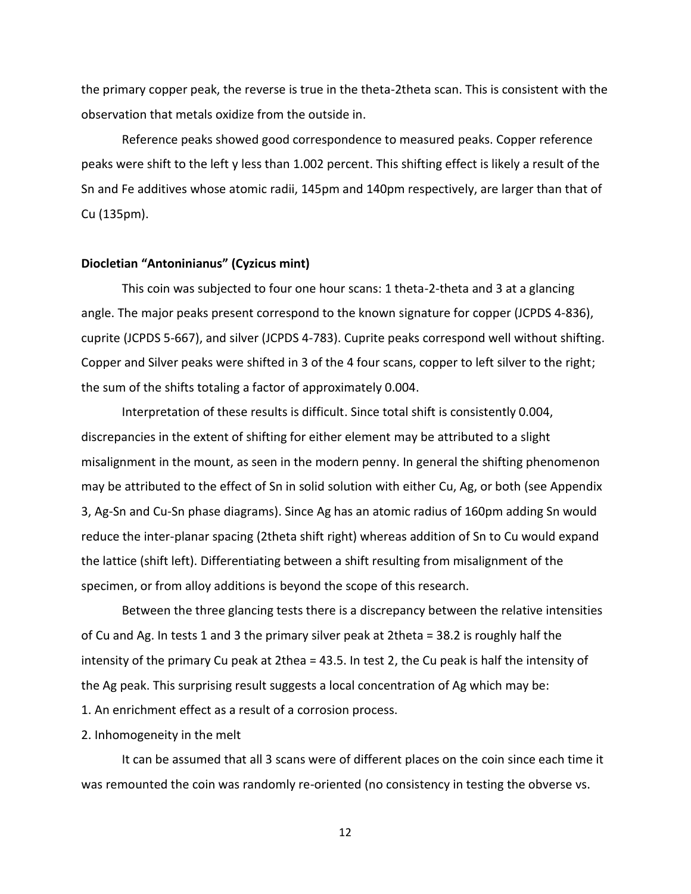the primary copper peak, the reverse is true in the theta-2theta scan. This is consistent with the observation that metals oxidize from the outside in.

Reference peaks showed good correspondence to measured peaks. Copper reference peaks were shift to the left y less than 1.002 percent. This shifting effect is likely a result of the Sn and Fe additives whose atomic radii, 145pm and 140pm respectively, are larger than that of Cu (135pm).

### Diocletian "Antoninianus" (Cyzicus mint)

This coin was subjected to four one hour scans: 1 theta-2-theta and 3 at a glancing angle. The major peaks present correspond to the known signature for copper (JCPDS 4-836), cuprite (JCPDS 5-667), and silver (JCPDS 4-783). Cuprite peaks correspond well without shifting. Copper and Silver peaks were shifted in 3 of the 4 four scans, copper to left silver to the right; the sum of the shifts totaling a factor of approximately 0.004.

Interpretation of these results is difficult. Since total shift is consistently 0.004, discrepancies in the extent of shifting for either element may be attributed to a slight misalignment in the mount, as seen in the modern penny. In general the shifting phenomenon may be attributed to the effect of Sn in solid solution with either Cu, Ag, or both (see Appendix 3, Ag-Sn and Cu-Sn phase diagrams). Since Ag has an atomic radius of 160pm adding Sn would reduce the inter-planar spacing (2theta shift right) whereas addition of Sn to Cu would expand the lattice (shift left). Differentiating between a shift resulting from misalignment of the specimen, or from alloy additions is beyond the scope of this research.

Between the three glancing tests there is a discrepancy between the relative intensities of Cu and Ag. In tests 1 and 3 the primary silver peak at 2theta = 38.2 is roughly half the intensity of the primary Cu peak at 2thea = 43.5. In test 2, the Cu peak is half the intensity of the Ag peak. This surprising result suggests a local concentration of Ag which may be:

1. An enrichment effect as a result of a corrosion process.
2. Inhomogeneity in the melt

It can be assumed that all 3 scans were of different places on the coin since each time it was remounted the coin was randomly re-oriented (no consistency in testing the obverse vs.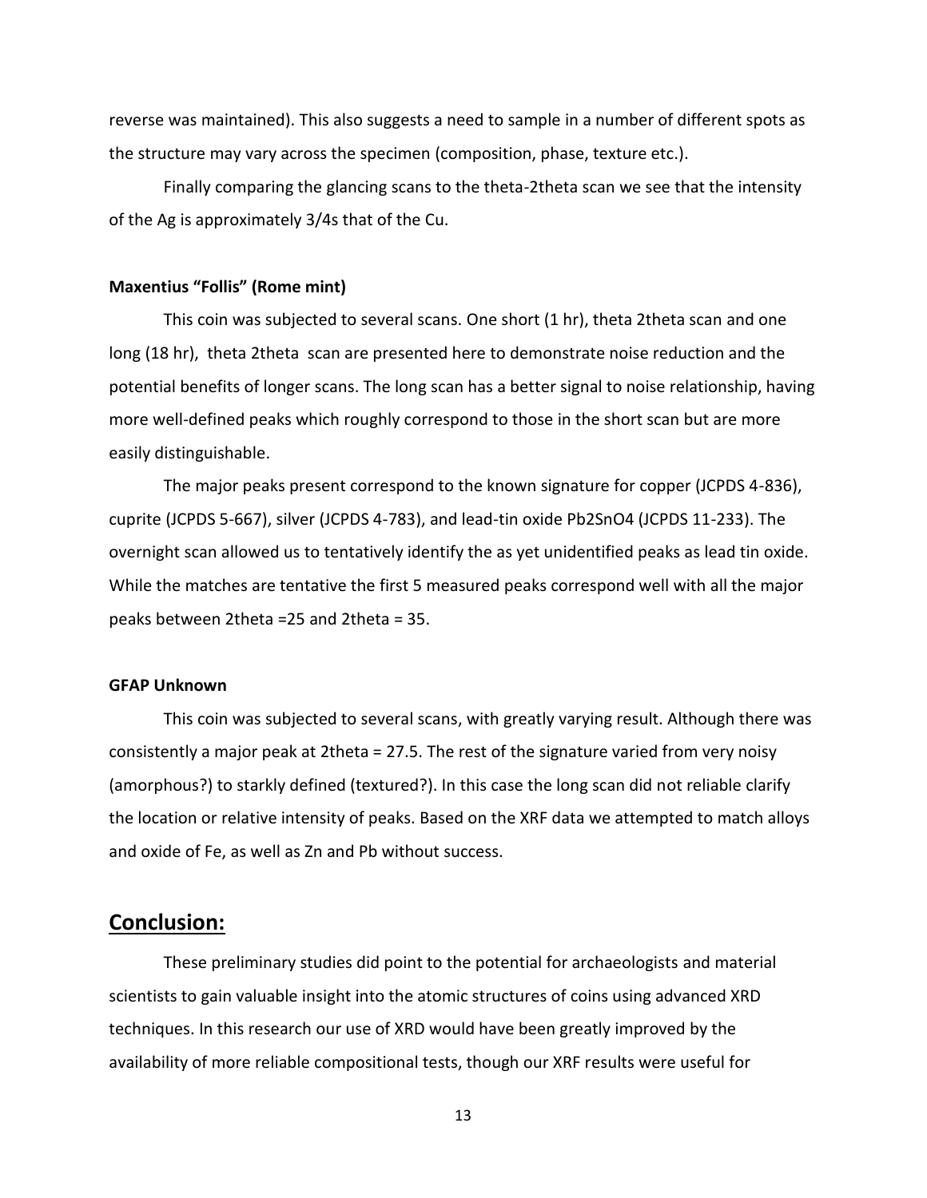reverse was maintained). This also suggests a need to sample in a number of different spots as the structure may vary across the specimen (composition, phase, texture etc.).

Finally comparing the glancing scans to the theta-2theta scan we see that the intensity of the Ag is approximately 3/4s that of the Cu.

**Maxentius "Follis" (Rome mint)**

This coin was subjected to several scans. One short (1 hr), theta 2theta scan and one long (18 hr), theta 2theta scan are presented here to demonstrate noise reduction and the potential benefits of longer scans. The long scan has a better signal to noise relationship, having more well-defined peaks which roughly correspond to those in the short scan but are more easily distinguishable.

The major peaks present correspond to the known signature for copper (JCPDS 4-836), cuprite (JCPDS 5-667), silver (JCPDS 4-783), and lead-tin oxide $Pb_2SnO_4$ (JCPDS 11-233). The overnight scan allowed us to tentatively identify the as yet unidentified peaks as lead tin oxide. While the matches are tentative the first 5 measured peaks correspond well with all the major peaks between 2theta =25 and 2theta = 35.

**GFAP Unknown**

This coin was subjected to several scans, with greatly varying result. Although there was consistently a major peak at 2theta = 27.5. The rest of the signature varied from very noisy (amorphous?) to starkly defined (textured?). In this case the long scan did not reliable clarify the location or relative intensity of peaks. Based on the XRF data we attempted to match alloys and oxide of Fe, as well as Zn and Pb without success.

## Conclusion:

These preliminary studies did point to the potential for archaeologists and material scientists to gain valuable insight into the atomic structures of coins using advanced XRD techniques. In this research our use of XRD would have been greatly improved by the availability of more reliable compositional tests, though our XRF results were useful for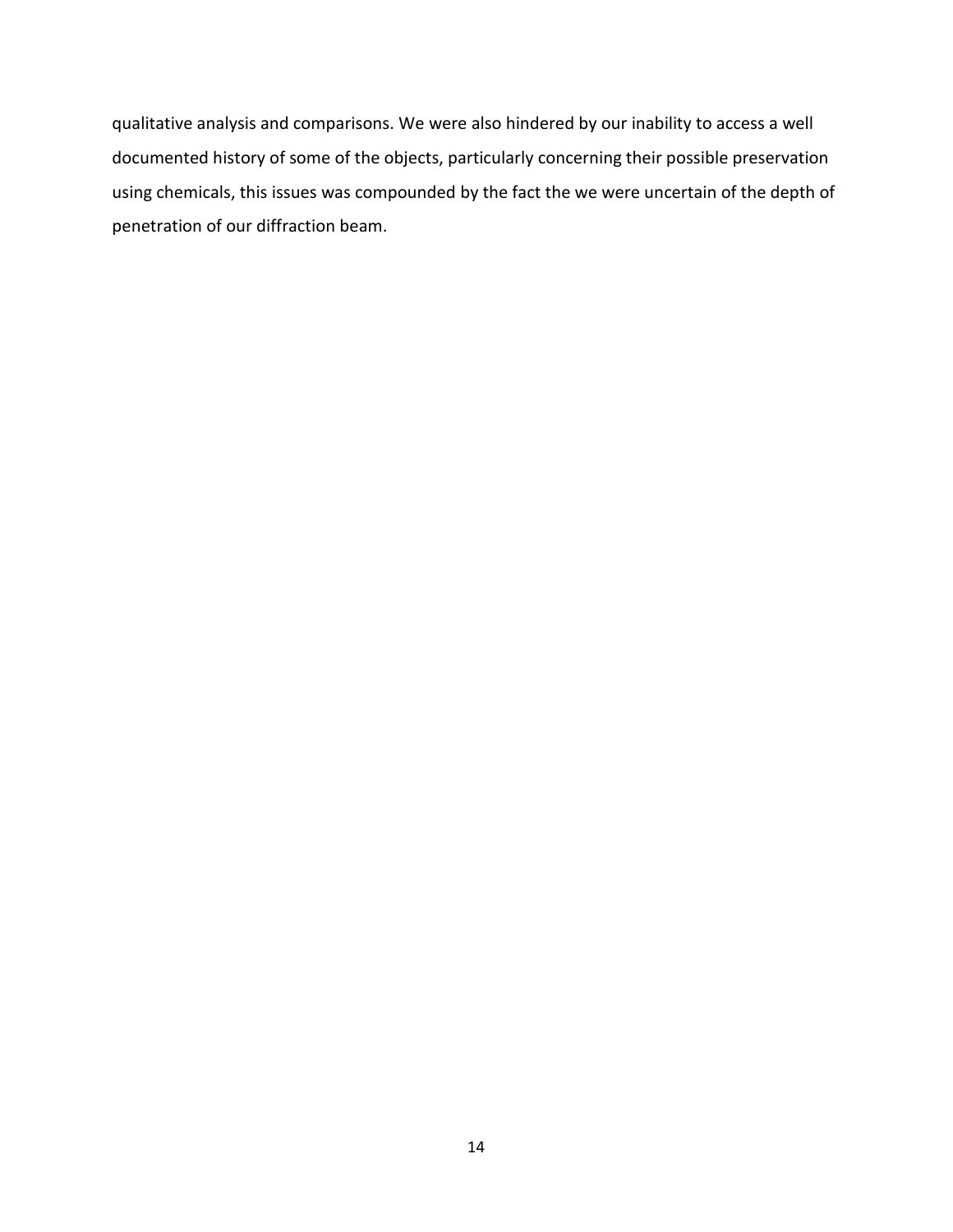qualitative analysis and comparisons. We were also hindered by our inability to access a well documented history of some of the objects, particularly concerning their possible preservation using chemicals, this issues was compounded by the fact the we were uncertain of the depth of penetration of our diffraction beam.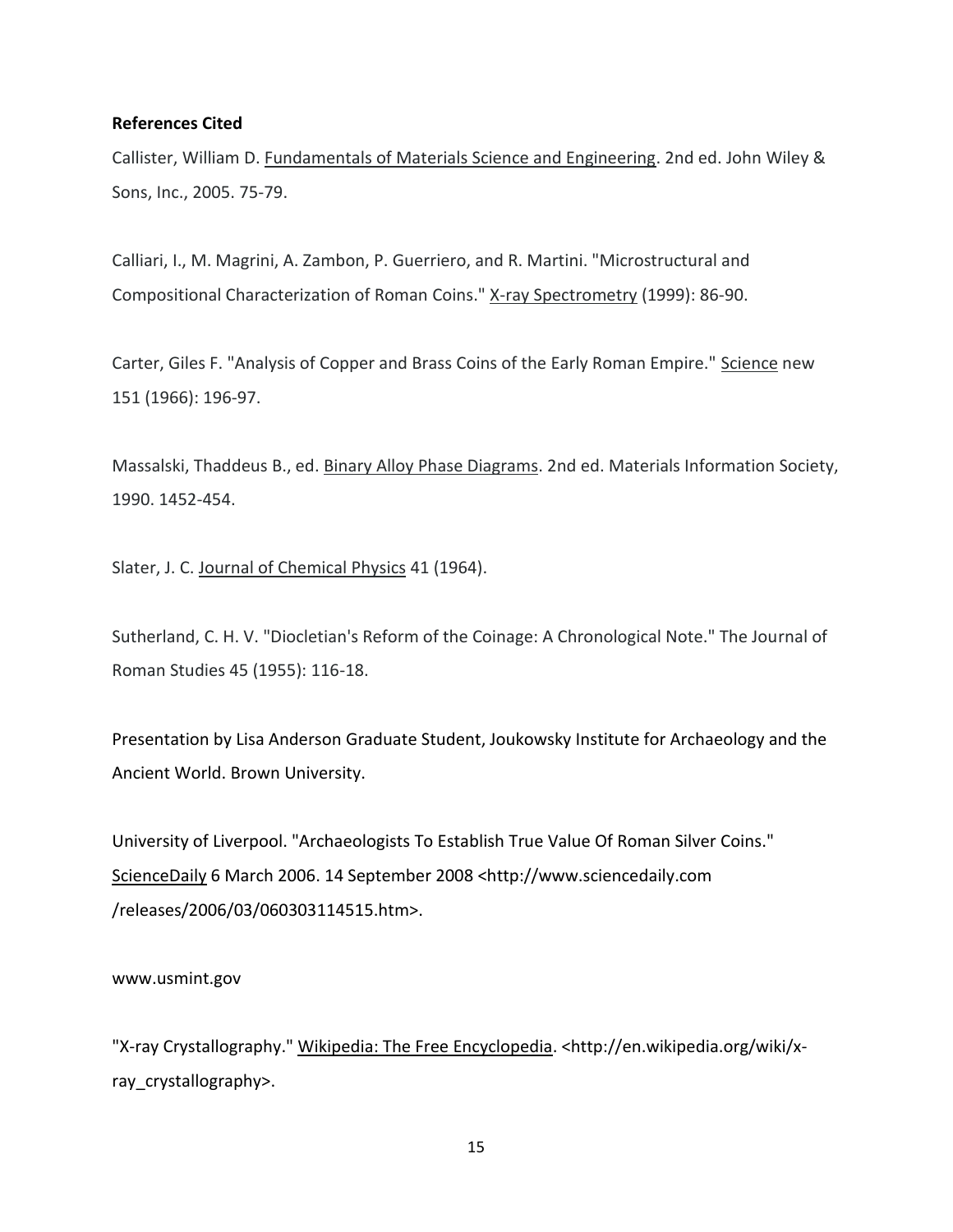**References Cited**

Callister, William D. Fundamentals of Materials Science and Engineering. 2nd ed. John Wiley & Sons, Inc., 2005. 75-79.

Calliari, I., M. Magrini, A. Zambon, P. Guerriero, and R. Martini. "Microstructural and Compositional Characterization of Roman Coins." X-ray Spectrometry (1999): 86-90.

Carter, Giles F. "Analysis of Copper and Brass Coins of the Early Roman Empire." Science new 151 (1966): 196-97.

Massalski, Thaddeus B., ed. Binary Alloy Phase Diagrams. 2nd ed. Materials Information Society, 1990. 1452-454.

Slater, J. C. Journal of Chemical Physics 41 (1964).

Sutherland, C. H. V. "Diocletian's Reform of the Coinage: A Chronological Note." The Journal of Roman Studies 45 (1955): 116-18.

Presentation by Lisa Anderson Graduate Student, Joukowsky Institute for Archaeology and the Ancient World. Brown University.

University of Liverpool. "Archaeologists To Establish True Value Of Roman Silver Coins." ScienceDaily 6 March 2006. 14 September 2008 <http://www.sciencedaily.com/releases/2006/03/060303114515.htm>.

www.usmint.gov

"X-ray Crystallography." Wikipedia: The Free Encyclopedia. <http://en.wikipedia.org/wiki/x-ray_crystallography>.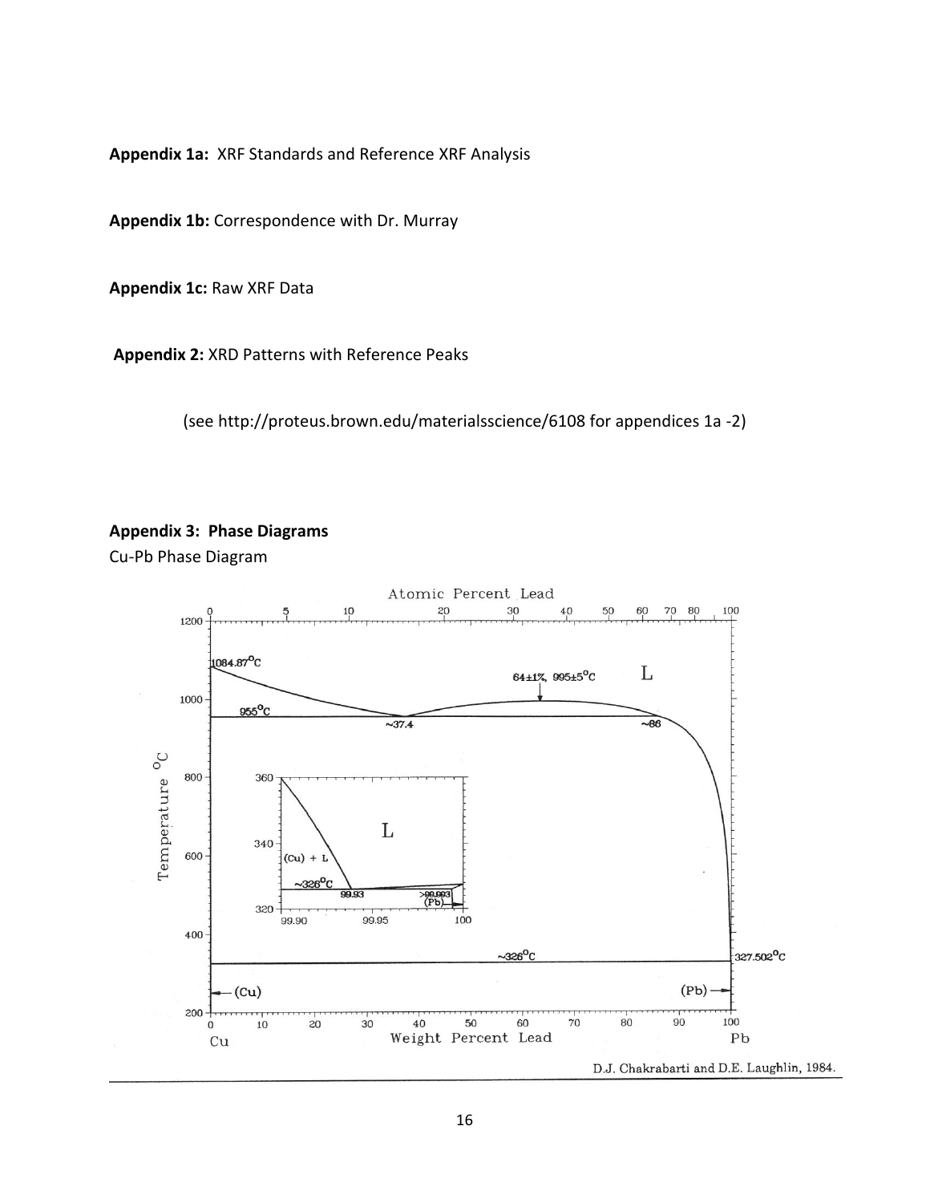**Appendix 1a:** XRF Standards and Reference XRF Analysis

**Appendix 1b:** Correspondence with Dr. Murray

**Appendix 1c:** Raw XRF Data

**Appendix 2:** XRD Patterns with Reference Peaks

(see http://proteus.brown.edu/materialsscience/6108 for appendices 1a -2)

**Appendix 3: Phase Diagrams**

Cu-Pb Phase Diagram

D.J. Chakrabarti and D.E. Laughlin, 1984.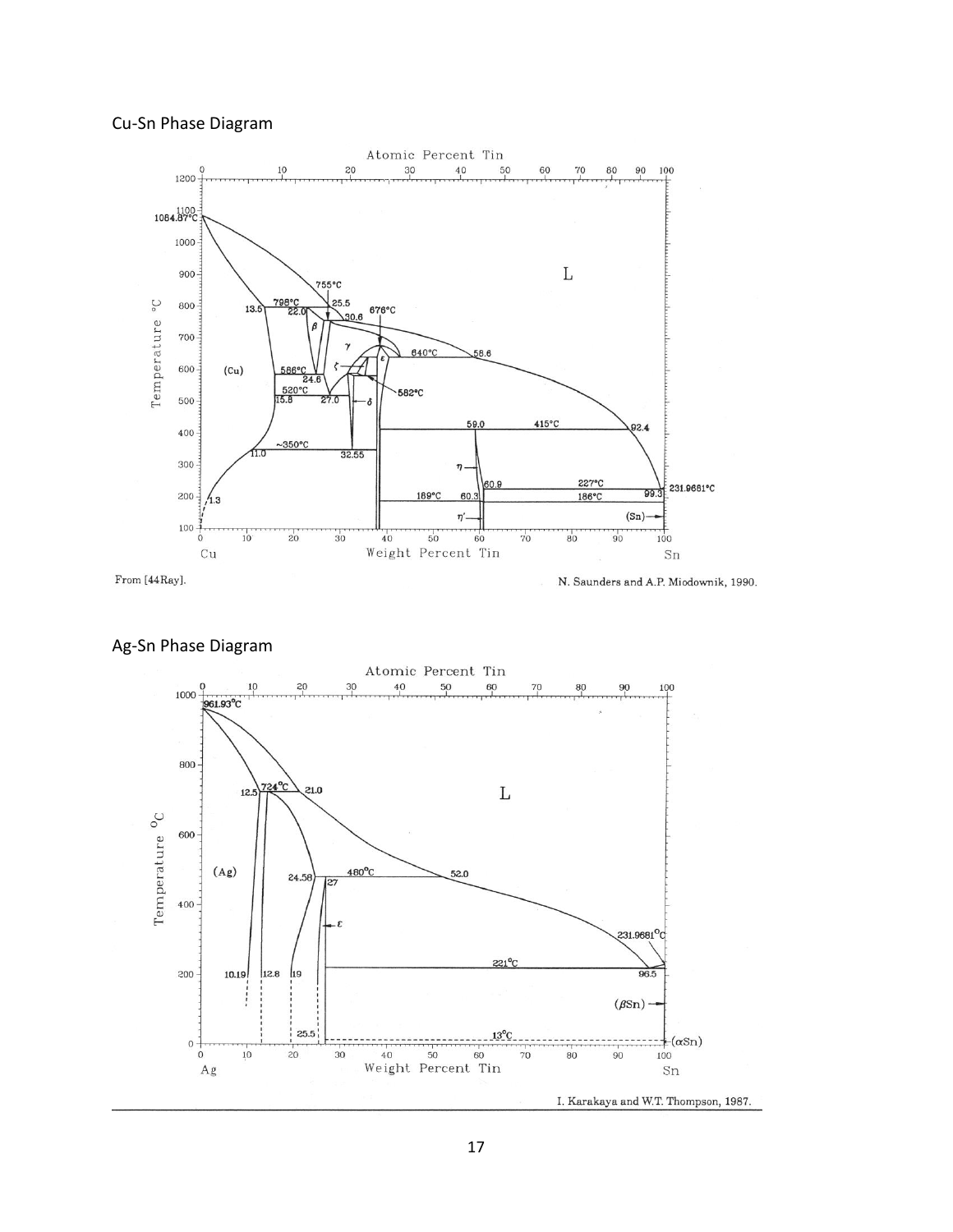Cu-Sn Phase Diagram

From [44Ray].

N. Saunders and A.P. Miodownik, 1990.

Ag-Sn Phase Diagram

I. Karakaya and W.T. Thompson, 1987.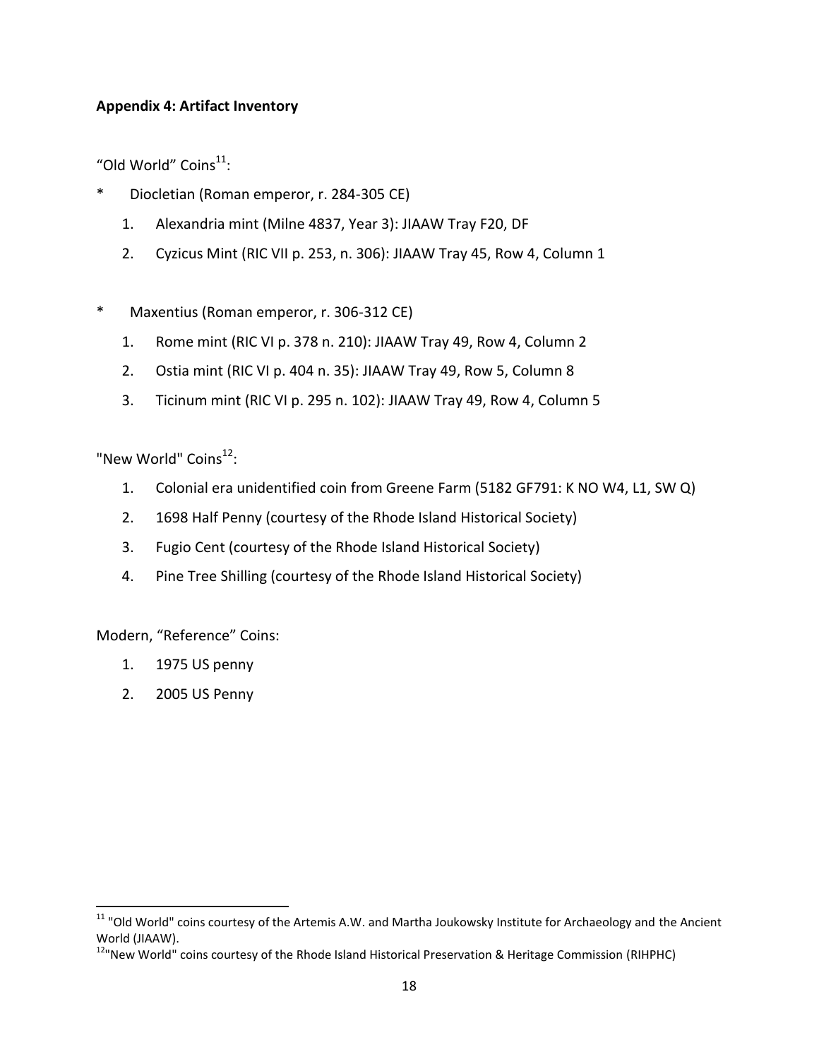**Appendix 4: Artifact Inventory**

"Old World" Coins[11]:

* Diocletian (Roman emperor, r. 284-305 CE)
    1. Alexandria mint (Milne 4837, Year 3): JIAAW Tray F20, DF
    2. Cyzicus Mint (RIC VII p. 253, n. 306): JIAAW Tray 45, Row 4, Column 1

* Maxentius (Roman emperor, r. 306-312 CE)
    1. Rome mint (RIC VI p. 378 n. 210): JIAAW Tray 49, Row 4, Column 2
    2. Ostia mint (RIC VI p. 404 n. 35): JIAAW Tray 49, Row 5, Column 8
    3. Ticinum mint (RIC VI p. 295 n. 102): JIAAW Tray 49, Row 4, Column 5

"New World" Coins[12]:

1. Colonial era unidentified coin from Greene Farm (5182 GF791: K NO W4, L1, SW Q)
2. 1698 Half Penny (courtesy of the Rhode Island Historical Society)
3. Fugio Cent (courtesy of the Rhode Island Historical Society)
4. Pine Tree Shilling (courtesy of the Rhode Island Historical Society)

Modern, "Reference" Coins:

1. 1975 US penny
2. 2005 US Penny

---

[11] "Old World" coins courtesy of the Artemis A.W. and Martha Joukowsky Institute for Archaeology and the Ancient World (JIAAW).

[12] "New World" coins courtesy of the Rhode Island Historical Preservation & Heritage Commission (RIHPHC)